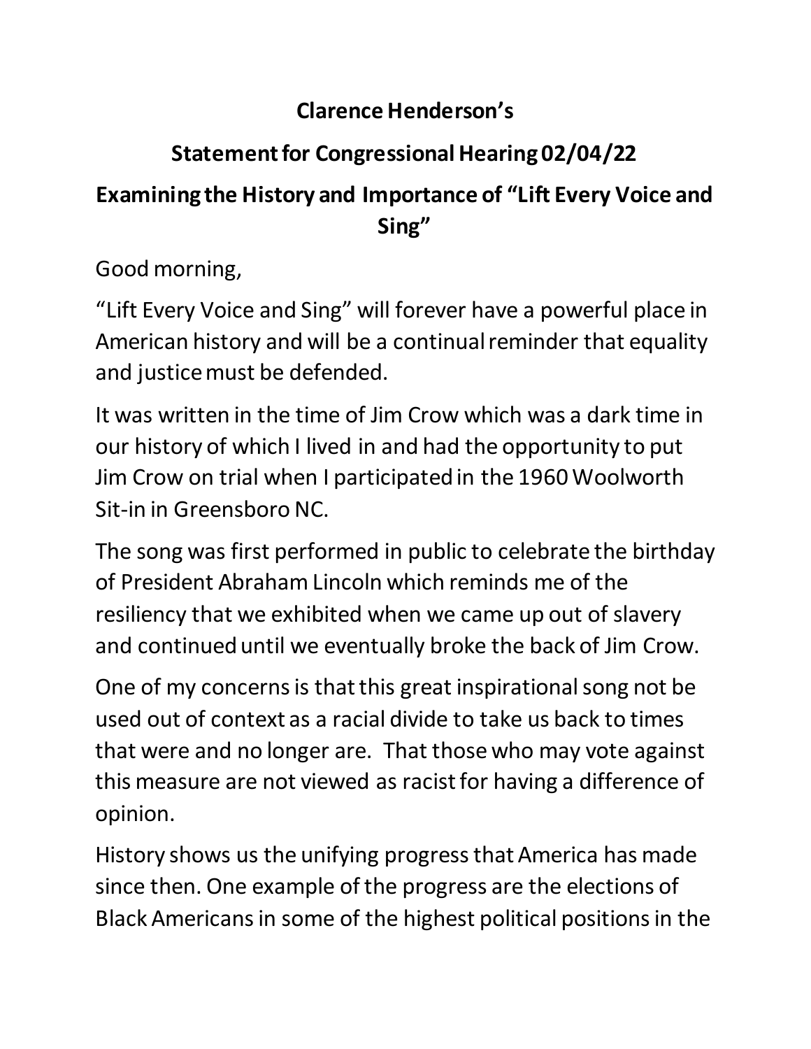**Clarence Henderson's**

**Statement for Congressional Hearing 02/04/22**

**Examining the History and Importance of "Lift Every Voice and Sing"**

Good morning,

"Lift Every Voice and Sing" will forever have a powerful place in American history and will be a continual reminder that equality and justice must be defended.

It was written in the time of Jim Crow which was a dark time in our history of which I lived in and had the opportunity to put Jim Crow on trial when I participated in the 1960 Woolworth Sit-in in Greensboro NC.

The song was first performed in public to celebrate the birthday of President Abraham Lincoln which reminds me of the resiliency that we exhibited when we came up out of slavery and continued until we eventually broke the back of Jim Crow.

One of my concerns is that this great inspirational song not be used out of context as a racial divide to take us back to times that were and no longer are. That those who may vote against this measure are not viewed as racist for having a difference of opinion.

History shows us the unifying progress that America has made since then. One example of the progress are the elections of Black Americans in some of the highest political positions in the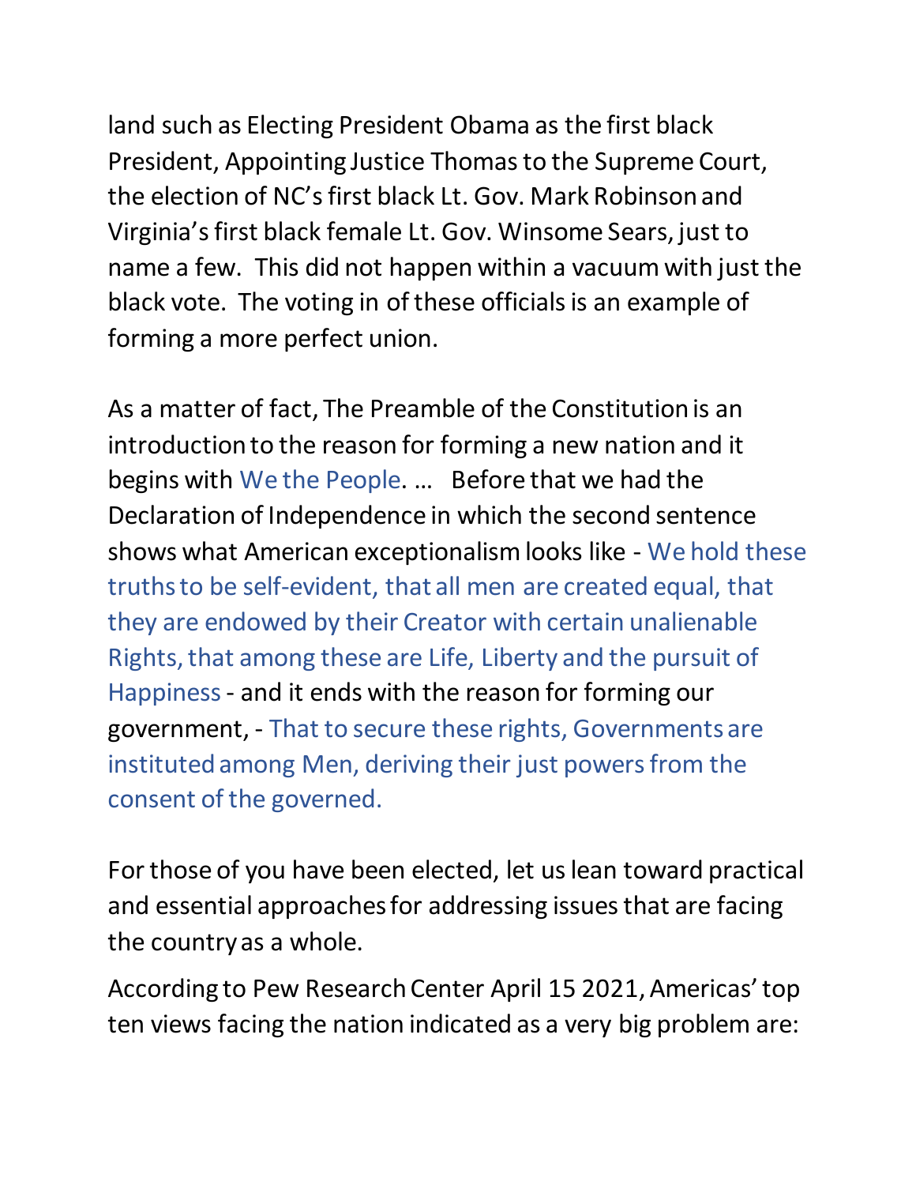land such as Electing President Obama as the first black President, Appointing Justice Thomas to the Supreme Court, the election of NC's first black Lt. Gov. Mark Robinson and Virginia's first black female Lt. Gov. Winsome Sears, just to name a few. This did not happen within a vacuum with just the black vote. The voting in of these officials is an example of forming a more perfect union.

As a matter of fact, The Preamble of the Constitution is an introduction to the reason for forming a new nation and it begins with We the People. … Before that we had the Declaration of Independence in which the second sentence shows what American exceptionalism looks like - We hold these truths to be self-evident, that all men are created equal, that they are endowed by their Creator with certain unalienable Rights, that among these are Life, Liberty and the pursuit of Happiness - and it ends with the reason for forming our government, - That to secure these rights, Governments are instituted among Men, deriving their just powers from the consent of the governed.

For those of you have been elected, let us lean toward practical and essential approaches for addressing issues that are facing the country as a whole.

According to Pew Research Center April 15 2021, Americas' top ten views facing the nation indicated as a very big problem are: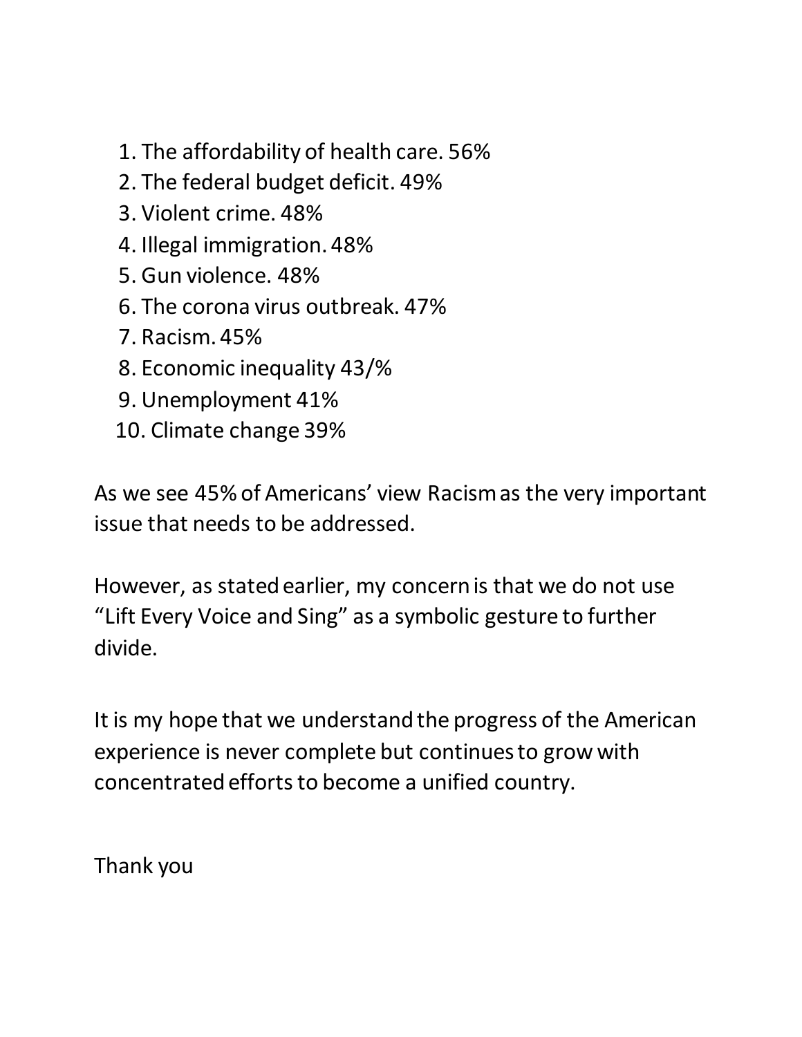1. The affordability of health care. 56%
2. The federal budget deficit. 49%
3. Violent crime. 48%
4. Illegal immigration. 48%
5. Gun violence. 48%
6. The corona virus outbreak. 47%
7. Racism. 45%
8. Economic inequality 43/%
9. Unemployment 41%
10. Climate change 39%

As we see 45% of Americans' view Racism as the very important issue that needs to be addressed.

However, as stated earlier, my concern is that we do not use "Lift Every Voice and Sing" as a symbolic gesture to further divide.

It is my hope that we understand the progress of the American experience is never complete but continues to grow with concentrated efforts to become a unified country.

Thank you